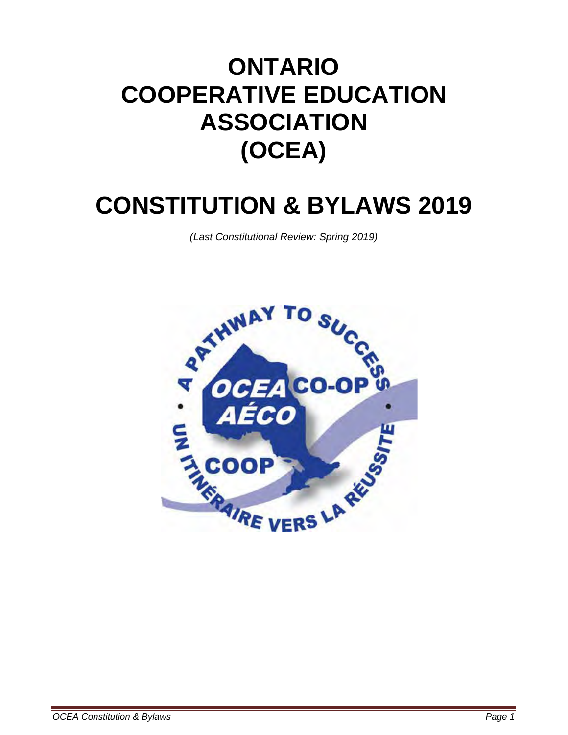# ONTARIO COOPERATIVE EDUCATION ASSOCIATION (OCEA)

# CONSTITUTION & BYLAWS 2019

*(Last Constitutional Review: Spring 2019)*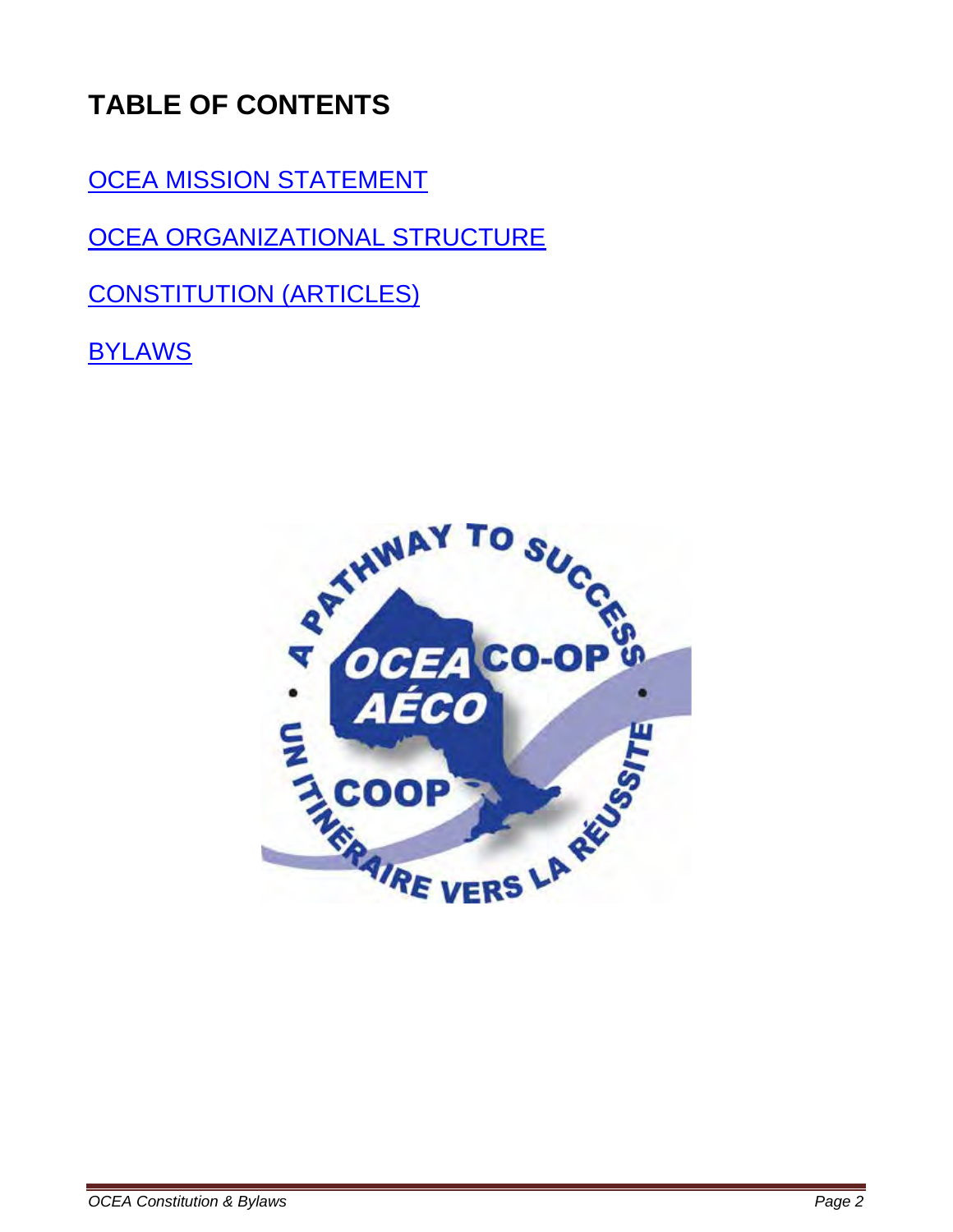# TABLE OF CONTENTS

OCEA MISSION STATEMENT

OCEA ORGANIZATIONAL STRUCTURE

CONSTITUTION (ARTICLES)

BYLAWS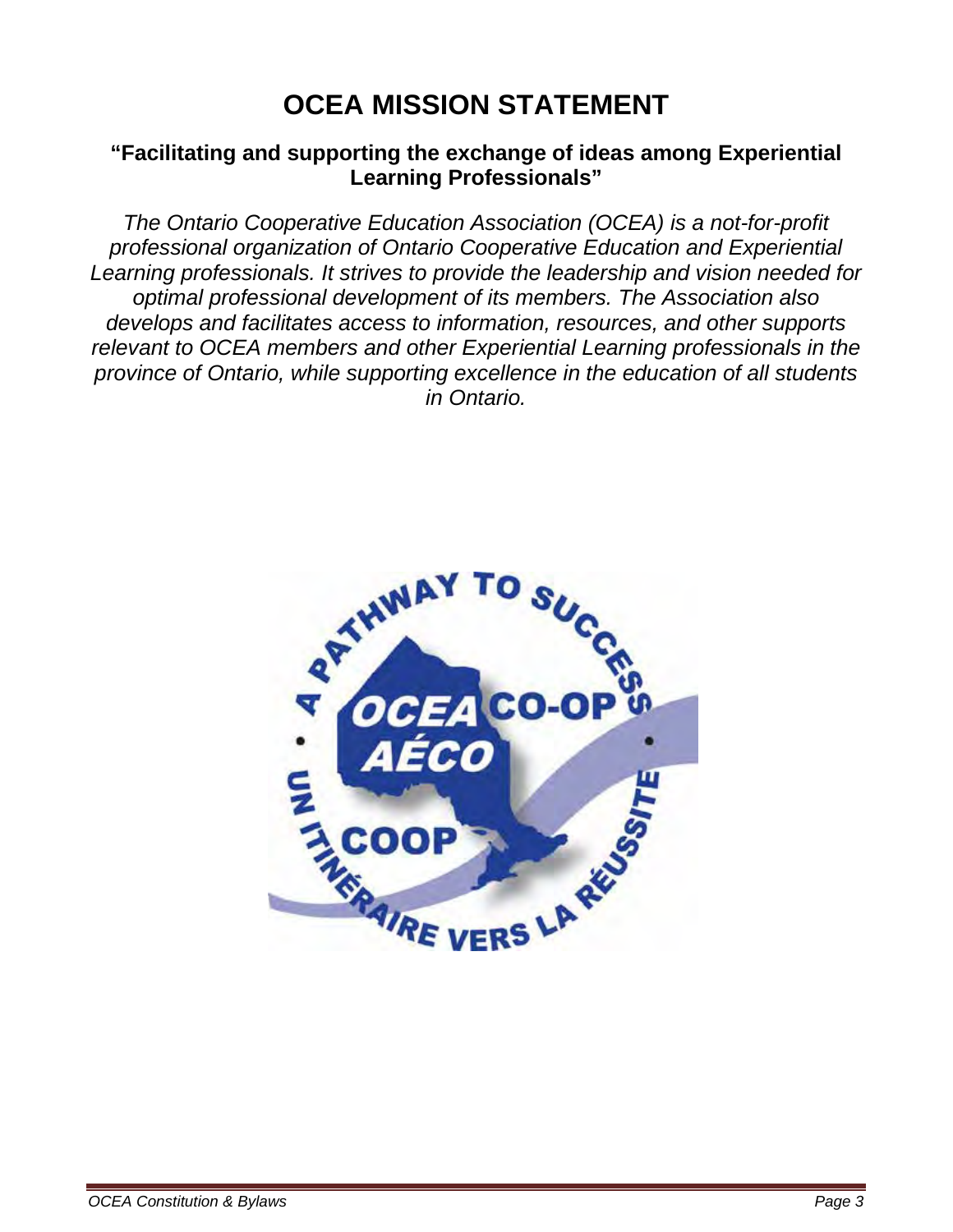# OCEA MISSION STATEMENT

**"Facilitating and supporting the exchange of ideas among Experiential Learning Professionals"**

*The Ontario Cooperative Education Association (OCEA) is a not-for-profit professional organization of Ontario Cooperative Education and Experiential Learning professionals. It strives to provide the leadership and vision needed for optimal professional development of its members. The Association also develops and facilitates access to information, resources, and other supports relevant to OCEA members and other Experiential Learning professionals in the province of Ontario, while supporting excellence in the education of all students in Ontario.*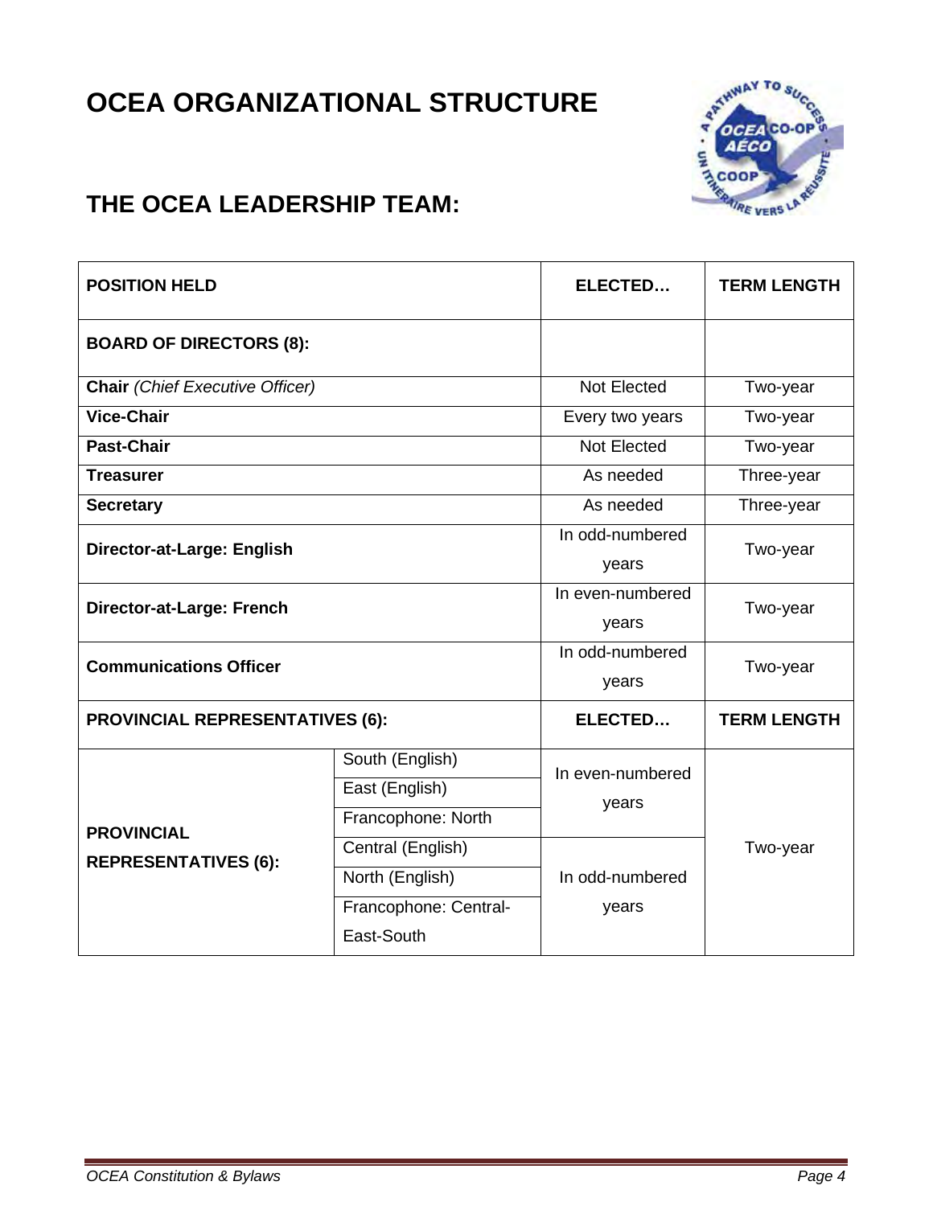# OCEA ORGANIZATIONAL STRUCTURE

## THE OCEA LEADERSHIP TEAM:

| POSITION HELD | | ELECTED… | TERM LENGTH |
|---|---|---|---|
| **BOARD OF DIRECTORS (8):** | | | |
| **Chair** *(Chief Executive Officer)* | | Not Elected | Two-year |
| **Vice-Chair** | | Every two years | Two-year |
| **Past-Chair** | | Not Elected | Two-year |
| **Treasurer** | | As needed | Three-year |
| **Secretary** | | As needed | Three-year |
| **Director-at-Large: English** | | In odd-numbered years | Two-year |
| **Director-at-Large: French** | | In even-numbered years | Two-year |
| **Communications Officer** | | In odd-numbered years | Two-year |
| **PROVINCIAL REPRESENTATIVES (6):** | | **ELECTED…** | **TERM LENGTH** |
| **PROVINCIAL REPRESENTATIVES (6):** | South (English) | In even-numbered years | Two-year |
| | East (English) | | |
| | Francophone: North | | |
| | Central (English) | In odd-numbered years | |
| | North (English) | | |
| | Francophone: Central-East-South | | |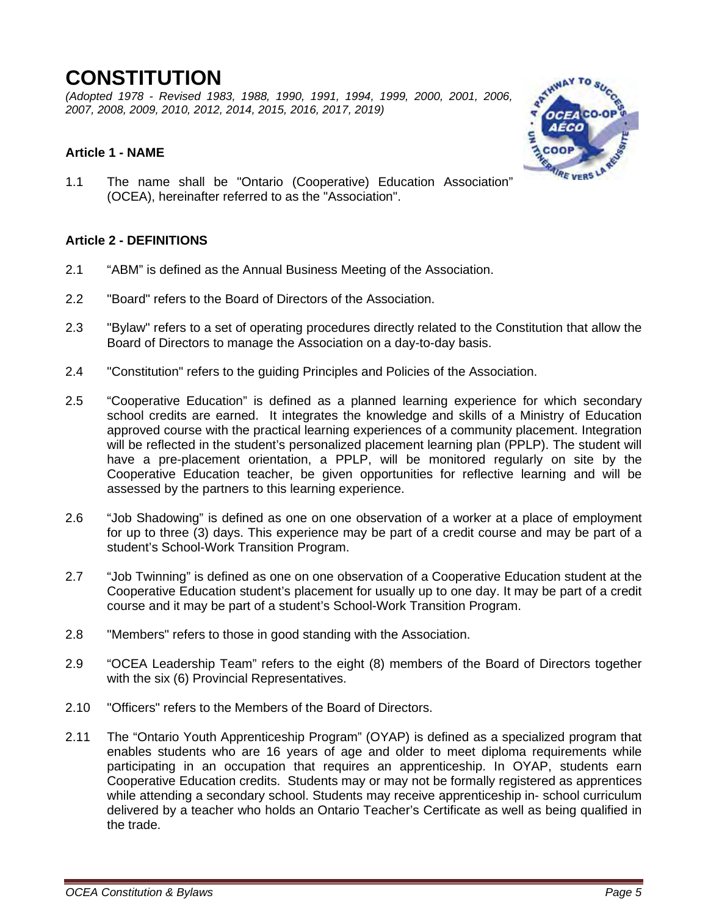# CONSTITUTION

*(Adopted 1978 - Revised 1983, 1988, 1990, 1991, 1994, 1999, 2000, 2001, 2006, 2007, 2008, 2009, 2010, 2012, 2014, 2015, 2016, 2017, 2019)*

### Article 1 - NAME

1.1 The name shall be "Ontario (Cooperative) Education Association" (OCEA), hereinafter referred to as the "Association".

### Article 2 - DEFINITIONS

2.1 "ABM" is defined as the Annual Business Meeting of the Association.

2.2 "Board" refers to the Board of Directors of the Association.

2.3 "Bylaw" refers to a set of operating procedures directly related to the Constitution that allow the Board of Directors to manage the Association on a day-to-day basis.

2.4 "Constitution" refers to the guiding Principles and Policies of the Association.

2.5 "Cooperative Education" is defined as a planned learning experience for which secondary school credits are earned. It integrates the knowledge and skills of a Ministry of Education approved course with the practical learning experiences of a community placement. Integration will be reflected in the student's personalized placement learning plan (PPLP). The student will have a pre-placement orientation, a PPLP, will be monitored regularly on site by the Cooperative Education teacher, be given opportunities for reflective learning and will be assessed by the partners to this learning experience.

2.6 "Job Shadowing" is defined as one on one observation of a worker at a place of employment for up to three (3) days. This experience may be part of a credit course and may be part of a student's School-Work Transition Program.

2.7 "Job Twinning" is defined as one on one observation of a Cooperative Education student at the Cooperative Education student's placement for usually up to one day. It may be part of a credit course and it may be part of a student's School-Work Transition Program.

2.8 "Members" refers to those in good standing with the Association.

2.9 "OCEA Leadership Team" refers to the eight (8) members of the Board of Directors together with the six (6) Provincial Representatives.

2.10 "Officers" refers to the Members of the Board of Directors.

2.11 The "Ontario Youth Apprenticeship Program" (OYAP) is defined as a specialized program that enables students who are 16 years of age and older to meet diploma requirements while participating in an occupation that requires an apprenticeship. In OYAP, students earn Cooperative Education credits. Students may or may not be formally registered as apprentices while attending a secondary school. Students may receive apprenticeship in- school curriculum delivered by a teacher who holds an Ontario Teacher's Certificate as well as being qualified in the trade.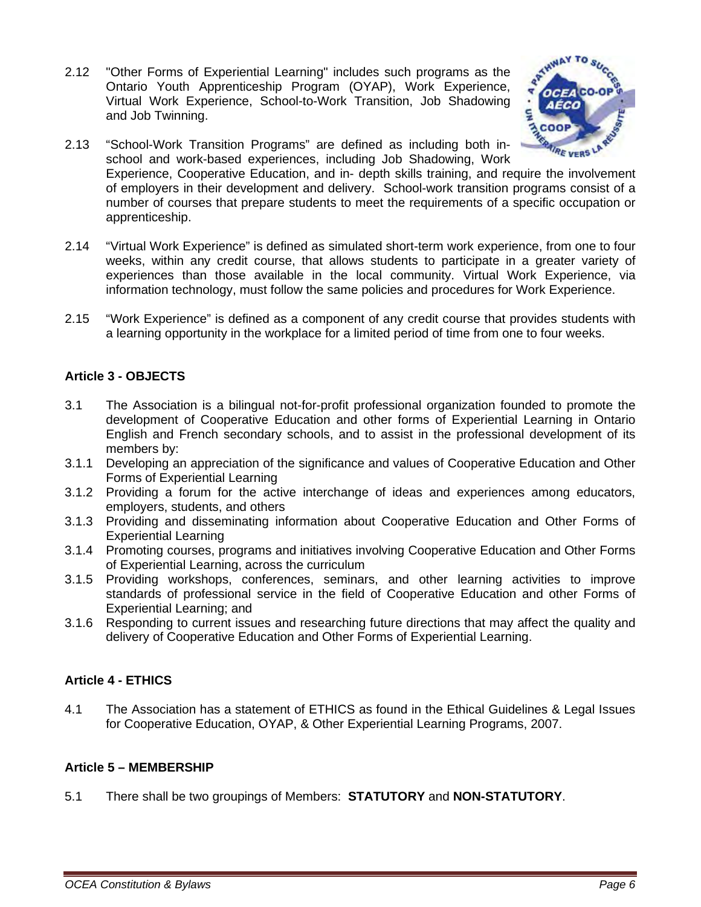2.12 "Other Forms of Experiential Learning" includes such programs as the Ontario Youth Apprenticeship Program (OYAP), Work Experience, Virtual Work Experience, School-to-Work Transition, Job Shadowing and Job Twinning.

2.13 "School-Work Transition Programs" are defined as including both in-school and work-based experiences, including Job Shadowing, Work Experience, Cooperative Education, and in- depth skills training, and require the involvement of employers in their development and delivery. School-work transition programs consist of a number of courses that prepare students to meet the requirements of a specific occupation or apprenticeship.

2.14 "Virtual Work Experience" is defined as simulated short-term work experience, from one to four weeks, within any credit course, that allows students to participate in a greater variety of experiences than those available in the local community. Virtual Work Experience, via information technology, must follow the same policies and procedures for Work Experience.

2.15 "Work Experience" is defined as a component of any credit course that provides students with a learning opportunity in the workplace for a limited period of time from one to four weeks.

## Article 3 - OBJECTS

3.1 The Association is a bilingual not-for-profit professional organization founded to promote the development of Cooperative Education and other forms of Experiential Learning in Ontario English and French secondary schools, and to assist in the professional development of its members by:

3.1.1 Developing an appreciation of the significance and values of Cooperative Education and Other Forms of Experiential Learning

3.1.2 Providing a forum for the active interchange of ideas and experiences among educators, employers, students, and others

3.1.3 Providing and disseminating information about Cooperative Education and Other Forms of Experiential Learning

3.1.4 Promoting courses, programs and initiatives involving Cooperative Education and Other Forms of Experiential Learning, across the curriculum

3.1.5 Providing workshops, conferences, seminars, and other learning activities to improve standards of professional service in the field of Cooperative Education and other Forms of Experiential Learning; and

3.1.6 Responding to current issues and researching future directions that may affect the quality and delivery of Cooperative Education and Other Forms of Experiential Learning.

## Article 4 - ETHICS

4.1 The Association has a statement of ETHICS as found in the Ethical Guidelines & Legal Issues for Cooperative Education, OYAP, & Other Experiential Learning Programs, 2007.

## Article 5 – MEMBERSHIP

5.1 There shall be two groupings of Members: **STATUTORY** and **NON-STATUTORY**.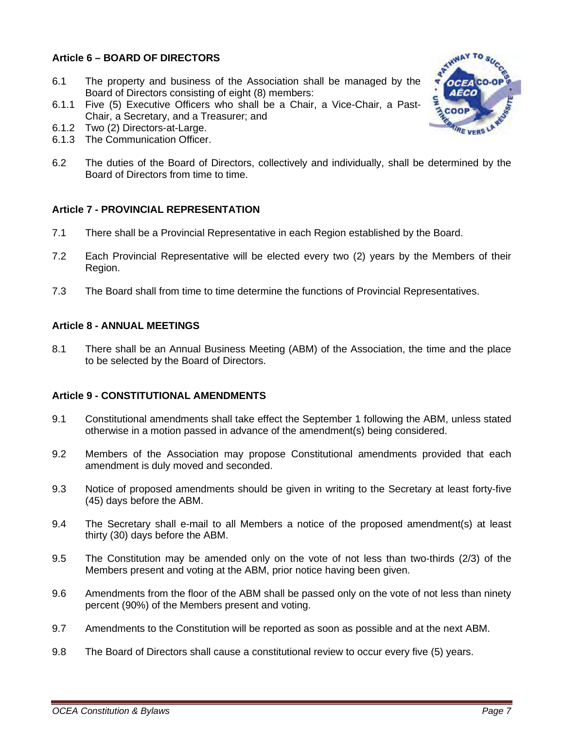### Article 6 – BOARD OF DIRECTORS

6.1 The property and business of the Association shall be managed by the Board of Directors consisting of eight (8) members:

6.1.1 Five (5) Executive Officers who shall be a Chair, a Vice-Chair, a Past-Chair, a Secretary, and a Treasurer; and

6.1.2 Two (2) Directors-at-Large.

6.1.3 The Communication Officer.

6.2 The duties of the Board of Directors, collectively and individually, shall be determined by the Board of Directors from time to time.

### Article 7 - PROVINCIAL REPRESENTATION

7.1 There shall be a Provincial Representative in each Region established by the Board.

7.2 Each Provincial Representative will be elected every two (2) years by the Members of their Region.

7.3 The Board shall from time to time determine the functions of Provincial Representatives.

### Article 8 - ANNUAL MEETINGS

8.1 There shall be an Annual Business Meeting (ABM) of the Association, the time and the place to be selected by the Board of Directors.

### Article 9 - CONSTITUTIONAL AMENDMENTS

9.1 Constitutional amendments shall take effect the September 1 following the ABM, unless stated otherwise in a motion passed in advance of the amendment(s) being considered.

9.2 Members of the Association may propose Constitutional amendments provided that each amendment is duly moved and seconded.

9.3 Notice of proposed amendments should be given in writing to the Secretary at least forty-five (45) days before the ABM.

9.4 The Secretary shall e-mail to all Members a notice of the proposed amendment(s) at least thirty (30) days before the ABM.

9.5 The Constitution may be amended only on the vote of not less than two-thirds (2/3) of the Members present and voting at the ABM, prior notice having been given.

9.6 Amendments from the floor of the ABM shall be passed only on the vote of not less than ninety percent (90%) of the Members present and voting.

9.7 Amendments to the Constitution will be reported as soon as possible and at the next ABM.

9.8 The Board of Directors shall cause a constitutional review to occur every five (5) years.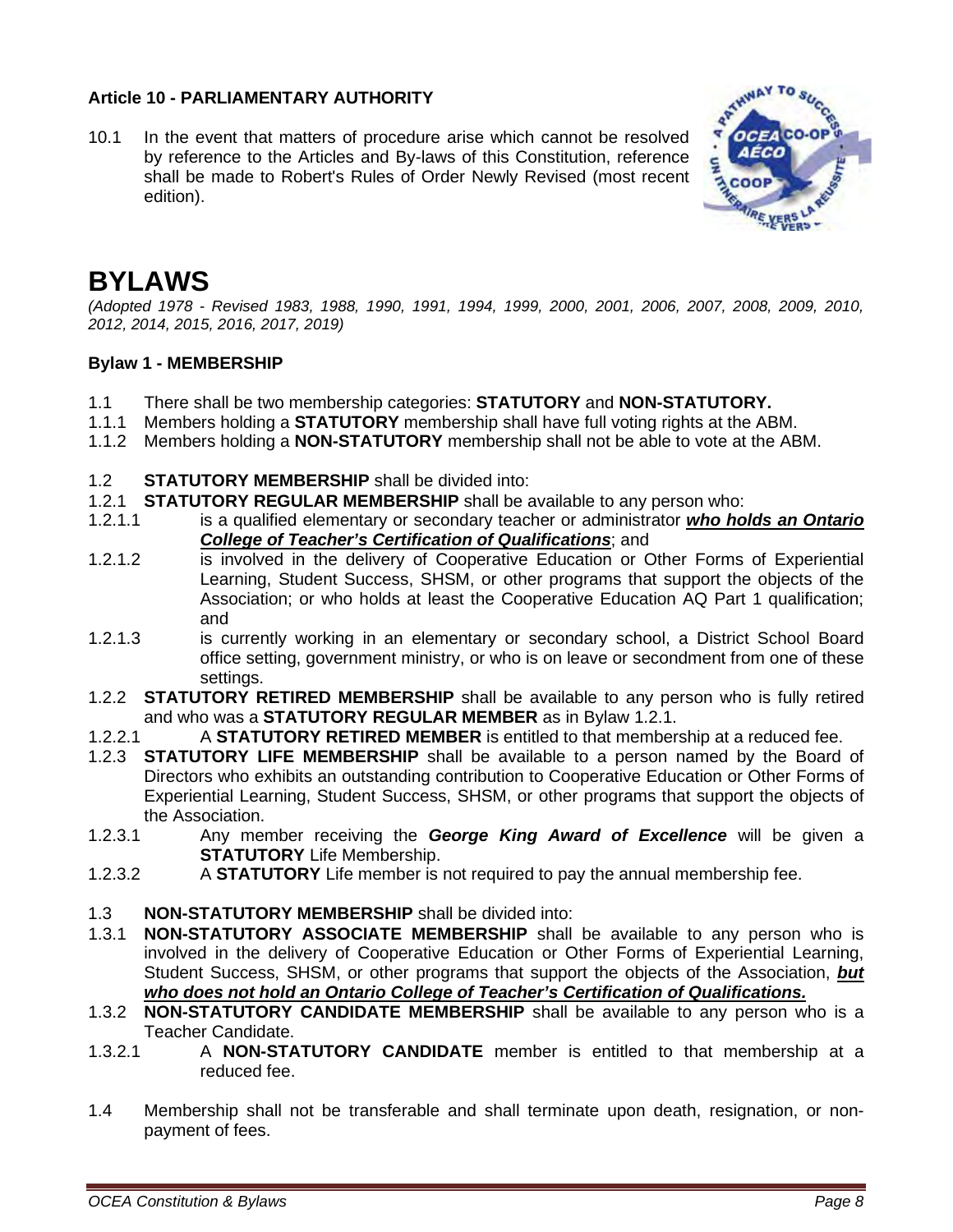### Article 10 - PARLIAMENTARY AUTHORITY

10.1 In the event that matters of procedure arise which cannot be resolved by reference to the Articles and By-laws of this Constitution, reference shall be made to Robert's Rules of Order Newly Revised (most recent edition).

# BYLAWS

*(Adopted 1978 - Revised 1983, 1988, 1990, 1991, 1994, 1999, 2000, 2001, 2006, 2007, 2008, 2009, 2010, 2012, 2014, 2015, 2016, 2017, 2019)*

### Bylaw 1 - MEMBERSHIP

1.1 There shall be two membership categories: **STATUTORY** and **NON-STATUTORY.**

1.1.1 Members holding a **STATUTORY** membership shall have full voting rights at the ABM.

1.1.2 Members holding a **NON-STATUTORY** membership shall not be able to vote at the ABM.

1.2 **STATUTORY MEMBERSHIP** shall be divided into:

1.2.1 **STATUTORY REGULAR MEMBERSHIP** shall be available to any person who:

1.2.1.1 is a qualified elementary or secondary teacher or administrator ***who holds an Ontario College of Teacher's Certification of Qualifications***; and

1.2.1.2 is involved in the delivery of Cooperative Education or Other Forms of Experiential Learning, Student Success, SHSM, or other programs that support the objects of the Association; or who holds at least the Cooperative Education AQ Part 1 qualification; and

1.2.1.3 is currently working in an elementary or secondary school, a District School Board office setting, government ministry, or who is on leave or secondment from one of these settings.

1.2.2 **STATUTORY RETIRED MEMBERSHIP** shall be available to any person who is fully retired and who was a **STATUTORY REGULAR MEMBER** as in Bylaw 1.2.1.

1.2.2.1 A **STATUTORY RETIRED MEMBER** is entitled to that membership at a reduced fee.

1.2.3 **STATUTORY LIFE MEMBERSHIP** shall be available to a person named by the Board of Directors who exhibits an outstanding contribution to Cooperative Education or Other Forms of Experiential Learning, Student Success, SHSM, or other programs that support the objects of the Association.

1.2.3.1 Any member receiving the ***George King Award of Excellence*** will be given a **STATUTORY** Life Membership.

1.2.3.2 A **STATUTORY** Life member is not required to pay the annual membership fee.

1.3 **NON-STATUTORY MEMBERSHIP** shall be divided into:

1.3.1 **NON-STATUTORY ASSOCIATE MEMBERSHIP** shall be available to any person who is involved in the delivery of Cooperative Education or Other Forms of Experiential Learning, Student Success, SHSM, or other programs that support the objects of the Association, ***but who does not hold an Ontario College of Teacher's Certification of Qualifications.***

1.3.2 **NON-STATUTORY CANDIDATE MEMBERSHIP** shall be available to any person who is a Teacher Candidate.

1.3.2.1 A **NON-STATUTORY CANDIDATE** member is entitled to that membership at a reduced fee.

1.4 Membership shall not be transferable and shall terminate upon death, resignation, or non-payment of fees.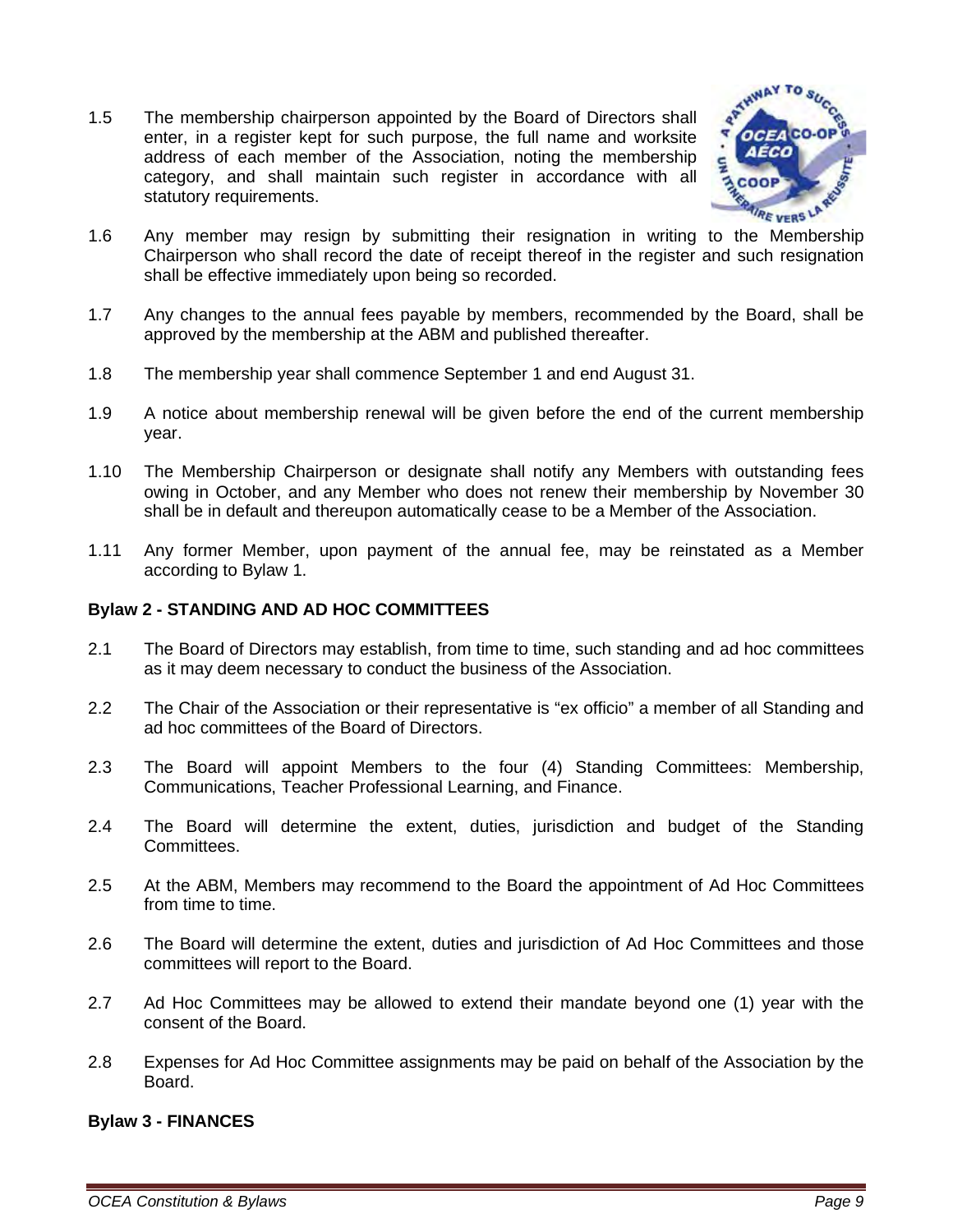1.5 The membership chairperson appointed by the Board of Directors shall enter, in a register kept for such purpose, the full name and worksite address of each member of the Association, noting the membership category, and shall maintain such register in accordance with all statutory requirements.

1.6 Any member may resign by submitting their resignation in writing to the Membership Chairperson who shall record the date of receipt thereof in the register and such resignation shall be effective immediately upon being so recorded.

1.7 Any changes to the annual fees payable by members, recommended by the Board, shall be approved by the membership at the ABM and published thereafter.

1.8 The membership year shall commence September 1 and end August 31.

1.9 A notice about membership renewal will be given before the end of the current membership year.

1.10 The Membership Chairperson or designate shall notify any Members with outstanding fees owing in October, and any Member who does not renew their membership by November 30 shall be in default and thereupon automatically cease to be a Member of the Association.

1.11 Any former Member, upon payment of the annual fee, may be reinstated as a Member according to Bylaw 1.

**Bylaw 2 - STANDING AND AD HOC COMMITTEES**

2.1 The Board of Directors may establish, from time to time, such standing and ad hoc committees as it may deem necessary to conduct the business of the Association.

2.2 The Chair of the Association or their representative is “ex officio” a member of all Standing and ad hoc committees of the Board of Directors.

2.3 The Board will appoint Members to the four (4) Standing Committees: Membership, Communications, Teacher Professional Learning, and Finance.

2.4 The Board will determine the extent, duties, jurisdiction and budget of the Standing Committees.

2.5 At the ABM, Members may recommend to the Board the appointment of Ad Hoc Committees from time to time.

2.6 The Board will determine the extent, duties and jurisdiction of Ad Hoc Committees and those committees will report to the Board.

2.7 Ad Hoc Committees may be allowed to extend their mandate beyond one (1) year with the consent of the Board.

2.8 Expenses for Ad Hoc Committee assignments may be paid on behalf of the Association by the Board.

**Bylaw 3 - FINANCES**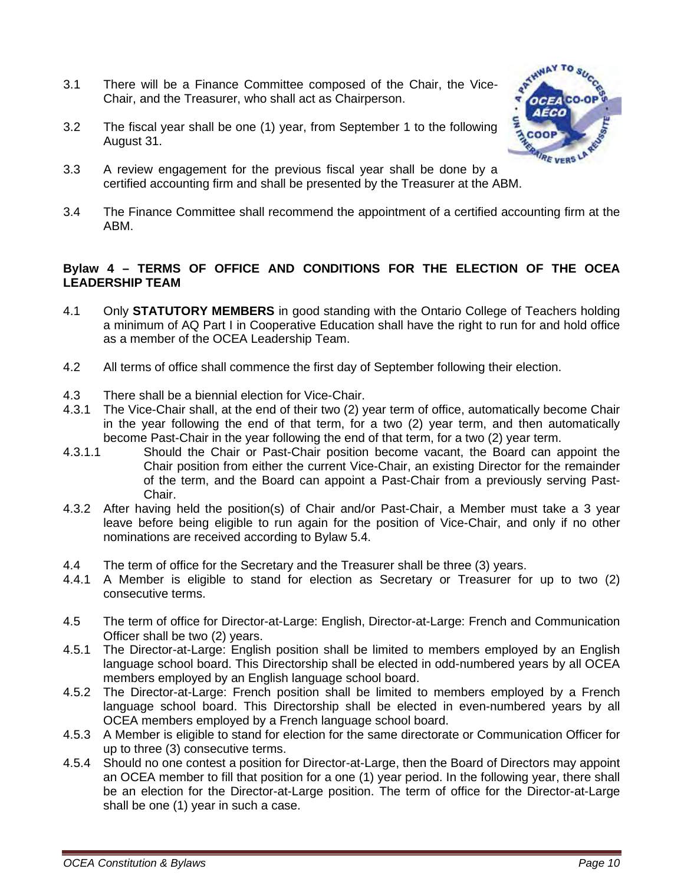3.1 There will be a Finance Committee composed of the Chair, the Vice-Chair, and the Treasurer, who shall act as Chairperson.

3.2 The fiscal year shall be one (1) year, from September 1 to the following August 31.

3.3 A review engagement for the previous fiscal year shall be done by a certified accounting firm and shall be presented by the Treasurer at the ABM.

3.4 The Finance Committee shall recommend the appointment of a certified accounting firm at the ABM.

**Bylaw 4 – TERMS OF OFFICE AND CONDITIONS FOR THE ELECTION OF THE OCEA LEADERSHIP TEAM**

4.1 Only **STATUTORY MEMBERS** in good standing with the Ontario College of Teachers holding a minimum of AQ Part I in Cooperative Education shall have the right to run for and hold office as a member of the OCEA Leadership Team.

4.2 All terms of office shall commence the first day of September following their election.

4.3 There shall be a biennial election for Vice-Chair.

4.3.1 The Vice-Chair shall, at the end of their two (2) year term of office, automatically become Chair in the year following the end of that term, for a two (2) year term, and then automatically become Past-Chair in the year following the end of that term, for a two (2) year term.

4.3.1.1 Should the Chair or Past-Chair position become vacant, the Board can appoint the Chair position from either the current Vice-Chair, an existing Director for the remainder of the term, and the Board can appoint a Past-Chair from a previously serving Past-Chair.

4.3.2 After having held the position(s) of Chair and/or Past-Chair, a Member must take a 3 year leave before being eligible to run again for the position of Vice-Chair, and only if no other nominations are received according to Bylaw 5.4.

4.4 The term of office for the Secretary and the Treasurer shall be three (3) years.

4.4.1 A Member is eligible to stand for election as Secretary or Treasurer for up to two (2) consecutive terms.

4.5 The term of office for Director-at-Large: English, Director-at-Large: French and Communication Officer shall be two (2) years.

4.5.1 The Director-at-Large: English position shall be limited to members employed by an English language school board. This Directorship shall be elected in odd-numbered years by all OCEA members employed by an English language school board.

4.5.2 The Director-at-Large: French position shall be limited to members employed by a French language school board. This Directorship shall be elected in even-numbered years by all OCEA members employed by a French language school board.

4.5.3 A Member is eligible to stand for election for the same directorate or Communication Officer for up to three (3) consecutive terms.

4.5.4 Should no one contest a position for Director-at-Large, then the Board of Directors may appoint an OCEA member to fill that position for a one (1) year period. In the following year, there shall be an election for the Director-at-Large position. The term of office for the Director-at-Large shall be one (1) year in such a case.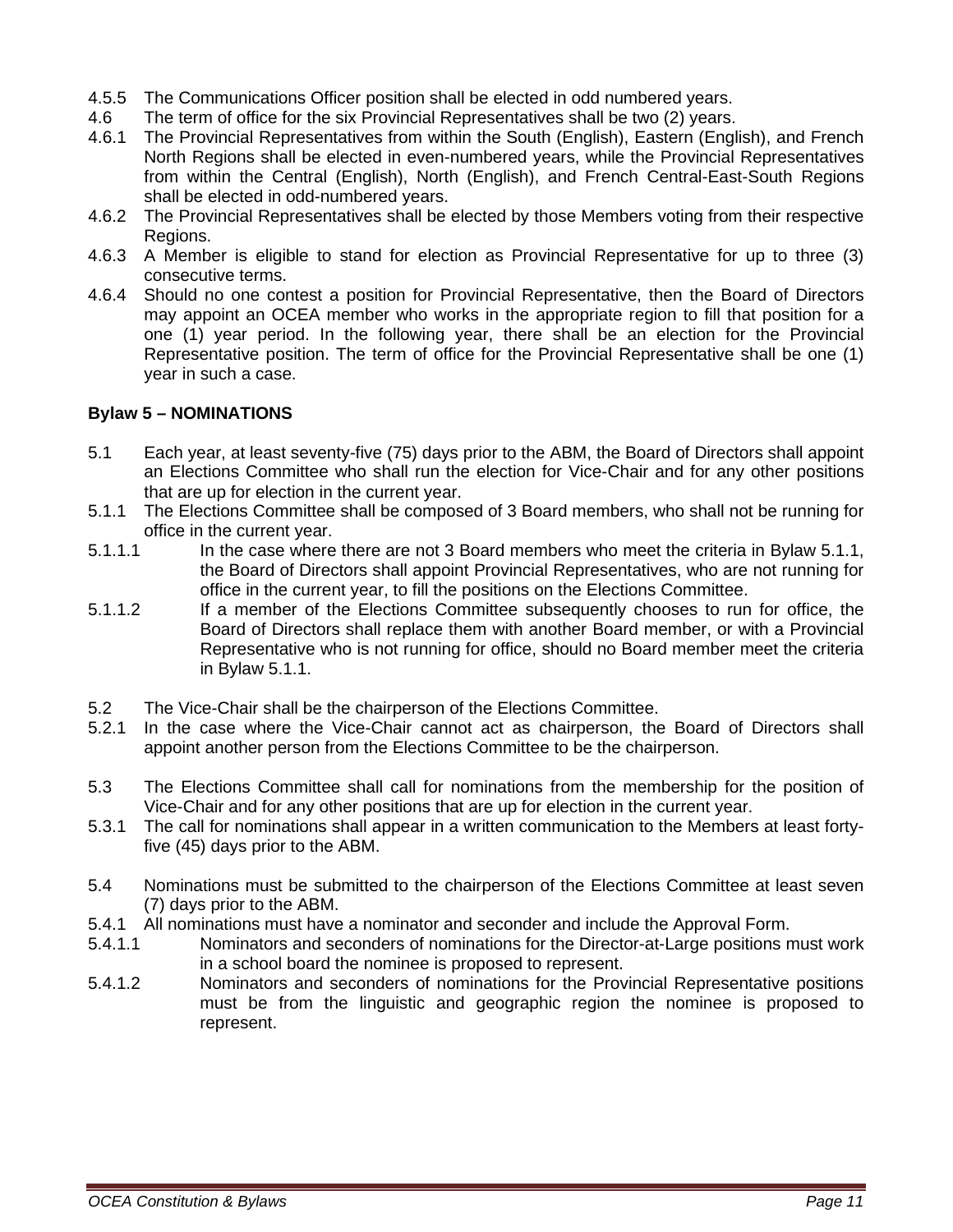4.5.5 The Communications Officer position shall be elected in odd numbered years.

4.6 The term of office for the six Provincial Representatives shall be two (2) years.

4.6.1 The Provincial Representatives from within the South (English), Eastern (English), and French North Regions shall be elected in even-numbered years, while the Provincial Representatives from within the Central (English), North (English), and French Central-East-South Regions shall be elected in odd-numbered years.

4.6.2 The Provincial Representatives shall be elected by those Members voting from their respective Regions.

4.6.3 A Member is eligible to stand for election as Provincial Representative for up to three (3) consecutive terms.

4.6.4 Should no one contest a position for Provincial Representative, then the Board of Directors may appoint an OCEA member who works in the appropriate region to fill that position for a one (1) year period. In the following year, there shall be an election for the Provincial Representative position. The term of office for the Provincial Representative shall be one (1) year in such a case.

**Bylaw 5 – NOMINATIONS**

5.1 Each year, at least seventy-five (75) days prior to the ABM, the Board of Directors shall appoint an Elections Committee who shall run the election for Vice-Chair and for any other positions that are up for election in the current year.

5.1.1 The Elections Committee shall be composed of 3 Board members, who shall not be running for office in the current year.

5.1.1.1 In the case where there are not 3 Board members who meet the criteria in Bylaw 5.1.1, the Board of Directors shall appoint Provincial Representatives, who are not running for office in the current year, to fill the positions on the Elections Committee.

5.1.1.2 If a member of the Elections Committee subsequently chooses to run for office, the Board of Directors shall replace them with another Board member, or with a Provincial Representative who is not running for office, should no Board member meet the criteria in Bylaw 5.1.1.

5.2 The Vice-Chair shall be the chairperson of the Elections Committee.

5.2.1 In the case where the Vice-Chair cannot act as chairperson, the Board of Directors shall appoint another person from the Elections Committee to be the chairperson.

5.3 The Elections Committee shall call for nominations from the membership for the position of Vice-Chair and for any other positions that are up for election in the current year.

5.3.1 The call for nominations shall appear in a written communication to the Members at least forty-five (45) days prior to the ABM.

5.4 Nominations must be submitted to the chairperson of the Elections Committee at least seven (7) days prior to the ABM.

5.4.1 All nominations must have a nominator and seconder and include the Approval Form.

5.4.1.1 Nominators and seconders of nominations for the Director-at-Large positions must work in a school board the nominee is proposed to represent.

5.4.1.2 Nominators and seconders of nominations for the Provincial Representative positions must be from the linguistic and geographic region the nominee is proposed to represent.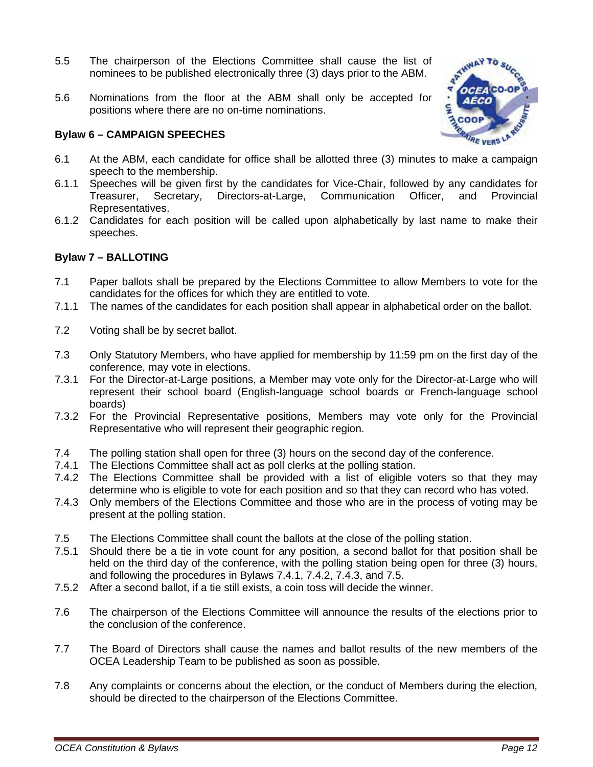5.5 The chairperson of the Elections Committee shall cause the list of nominees to be published electronically three (3) days prior to the ABM.

5.6 Nominations from the floor at the ABM shall only be accepted for positions where there are no on-time nominations.

**Bylaw 6 – CAMPAIGN SPEECHES**

6.1 At the ABM, each candidate for office shall be allotted three (3) minutes to make a campaign speech to the membership.

6.1.1 Speeches will be given first by the candidates for Vice-Chair, followed by any candidates for Treasurer, Secretary, Directors-at-Large, Communication Officer, and Provincial Representatives.

6.1.2 Candidates for each position will be called upon alphabetically by last name to make their speeches.

**Bylaw 7 – BALLOTING**

7.1 Paper ballots shall be prepared by the Elections Committee to allow Members to vote for the candidates for the offices for which they are entitled to vote.

7.1.1 The names of the candidates for each position shall appear in alphabetical order on the ballot.

7.2 Voting shall be by secret ballot.

7.3 Only Statutory Members, who have applied for membership by 11:59 pm on the first day of the conference, may vote in elections.

7.3.1 For the Director-at-Large positions, a Member may vote only for the Director-at-Large who will represent their school board (English-language school boards or French-language school boards)

7.3.2 For the Provincial Representative positions, Members may vote only for the Provincial Representative who will represent their geographic region.

7.4 The polling station shall open for three (3) hours on the second day of the conference.

7.4.1 The Elections Committee shall act as poll clerks at the polling station.

7.4.2 The Elections Committee shall be provided with a list of eligible voters so that they may determine who is eligible to vote for each position and so that they can record who has voted.

7.4.3 Only members of the Elections Committee and those who are in the process of voting may be present at the polling station.

7.5 The Elections Committee shall count the ballots at the close of the polling station.

7.5.1 Should there be a tie in vote count for any position, a second ballot for that position shall be held on the third day of the conference, with the polling station being open for three (3) hours, and following the procedures in Bylaws 7.4.1, 7.4.2, 7.4.3, and 7.5.

7.5.2 After a second ballot, if a tie still exists, a coin toss will decide the winner.

7.6 The chairperson of the Elections Committee will announce the results of the elections prior to the conclusion of the conference.

7.7 The Board of Directors shall cause the names and ballot results of the new members of the OCEA Leadership Team to be published as soon as possible.

7.8 Any complaints or concerns about the election, or the conduct of Members during the election, should be directed to the chairperson of the Elections Committee.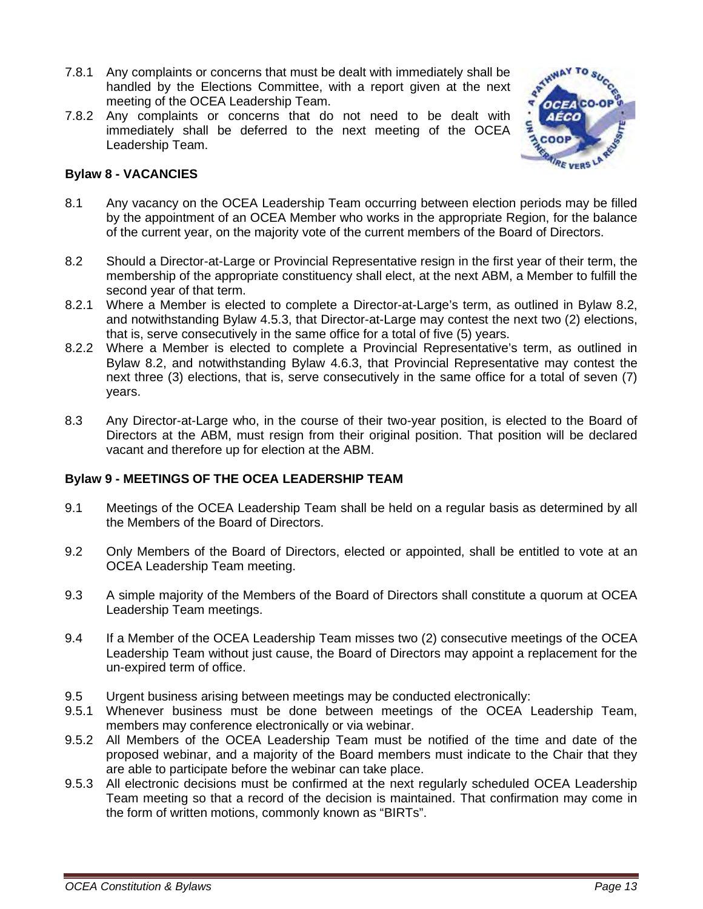7.8.1 Any complaints or concerns that must be dealt with immediately shall be handled by the Elections Committee, with a report given at the next meeting of the OCEA Leadership Team.

7.8.2 Any complaints or concerns that do not need to be dealt with immediately shall be deferred to the next meeting of the OCEA Leadership Team.

### Bylaw 8 - VACANCIES

8.1 Any vacancy on the OCEA Leadership Team occurring between election periods may be filled by the appointment of an OCEA Member who works in the appropriate Region, for the balance of the current year, on the majority vote of the current members of the Board of Directors.

8.2 Should a Director-at-Large or Provincial Representative resign in the first year of their term, the membership of the appropriate constituency shall elect, at the next ABM, a Member to fulfill the second year of that term.

8.2.1 Where a Member is elected to complete a Director-at-Large's term, as outlined in Bylaw 8.2, and notwithstanding Bylaw 4.5.3, that Director-at-Large may contest the next two (2) elections, that is, serve consecutively in the same office for a total of five (5) years.

8.2.2 Where a Member is elected to complete a Provincial Representative's term, as outlined in Bylaw 8.2, and notwithstanding Bylaw 4.6.3, that Provincial Representative may contest the next three (3) elections, that is, serve consecutively in the same office for a total of seven (7) years.

8.3 Any Director-at-Large who, in the course of their two-year position, is elected to the Board of Directors at the ABM, must resign from their original position. That position will be declared vacant and therefore up for election at the ABM.

### Bylaw 9 - MEETINGS OF THE OCEA LEADERSHIP TEAM

9.1 Meetings of the OCEA Leadership Team shall be held on a regular basis as determined by all the Members of the Board of Directors.

9.2 Only Members of the Board of Directors, elected or appointed, shall be entitled to vote at an OCEA Leadership Team meeting.

9.3 A simple majority of the Members of the Board of Directors shall constitute a quorum at OCEA Leadership Team meetings.

9.4 If a Member of the OCEA Leadership Team misses two (2) consecutive meetings of the OCEA Leadership Team without just cause, the Board of Directors may appoint a replacement for the un-expired term of office.

9.5 Urgent business arising between meetings may be conducted electronically:

9.5.1 Whenever business must be done between meetings of the OCEA Leadership Team, members may conference electronically or via webinar.

9.5.2 All Members of the OCEA Leadership Team must be notified of the time and date of the proposed webinar, and a majority of the Board members must indicate to the Chair that they are able to participate before the webinar can take place.

9.5.3 All electronic decisions must be confirmed at the next regularly scheduled OCEA Leadership Team meeting so that a record of the decision is maintained. That confirmation may come in the form of written motions, commonly known as "BIRTs".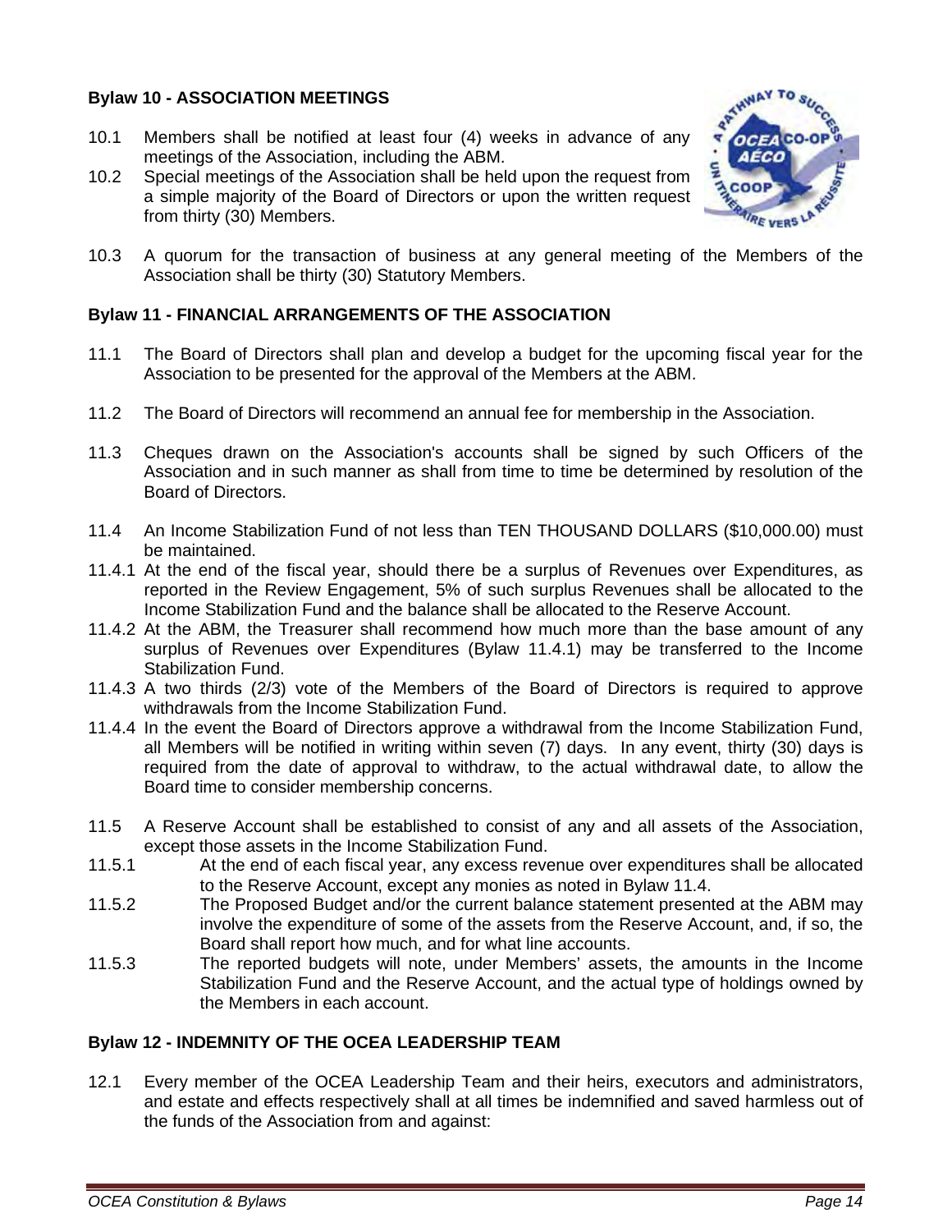**Bylaw 10 - ASSOCIATION MEETINGS**

10.1 Members shall be notified at least four (4) weeks in advance of any meetings of the Association, including the ABM.

10.2 Special meetings of the Association shall be held upon the request from a simple majority of the Board of Directors or upon the written request from thirty (30) Members.

10.3 A quorum for the transaction of business at any general meeting of the Members of the Association shall be thirty (30) Statutory Members.

**Bylaw 11 - FINANCIAL ARRANGEMENTS OF THE ASSOCIATION**

11.1 The Board of Directors shall plan and develop a budget for the upcoming fiscal year for the Association to be presented for the approval of the Members at the ABM.

11.2 The Board of Directors will recommend an annual fee for membership in the Association.

11.3 Cheques drawn on the Association's accounts shall be signed by such Officers of the Association and in such manner as shall from time to time be determined by resolution of the Board of Directors.

11.4 An Income Stabilization Fund of not less than TEN THOUSAND DOLLARS ($10,000.00) must be maintained.

11.4.1 At the end of the fiscal year, should there be a surplus of Revenues over Expenditures, as reported in the Review Engagement, 5% of such surplus Revenues shall be allocated to the Income Stabilization Fund and the balance shall be allocated to the Reserve Account.

11.4.2 At the ABM, the Treasurer shall recommend how much more than the base amount of any surplus of Revenues over Expenditures (Bylaw 11.4.1) may be transferred to the Income Stabilization Fund.

11.4.3 A two thirds (2/3) vote of the Members of the Board of Directors is required to approve withdrawals from the Income Stabilization Fund.

11.4.4 In the event the Board of Directors approve a withdrawal from the Income Stabilization Fund, all Members will be notified in writing within seven (7) days. In any event, thirty (30) days is required from the date of approval to withdraw, to the actual withdrawal date, to allow the Board time to consider membership concerns.

11.5 A Reserve Account shall be established to consist of any and all assets of the Association, except those assets in the Income Stabilization Fund.

11.5.1 At the end of each fiscal year, any excess revenue over expenditures shall be allocated to the Reserve Account, except any monies as noted in Bylaw 11.4.

11.5.2 The Proposed Budget and/or the current balance statement presented at the ABM may involve the expenditure of some of the assets from the Reserve Account, and, if so, the Board shall report how much, and for what line accounts.

11.5.3 The reported budgets will note, under Members' assets, the amounts in the Income Stabilization Fund and the Reserve Account, and the actual type of holdings owned by the Members in each account.

**Bylaw 12 - INDEMNITY OF THE OCEA LEADERSHIP TEAM**

12.1 Every member of the OCEA Leadership Team and their heirs, executors and administrators, and estate and effects respectively shall at all times be indemnified and saved harmless out of the funds of the Association from and against: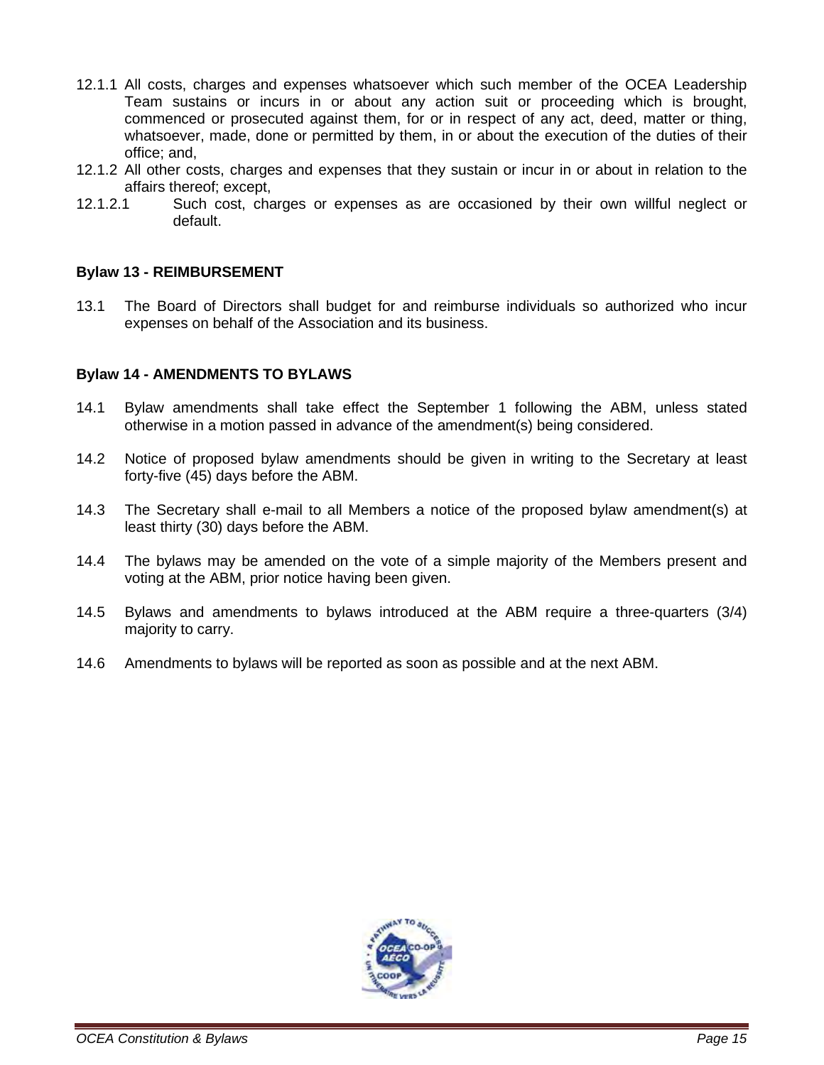12.1.1 All costs, charges and expenses whatsoever which such member of the OCEA Leadership Team sustains or incurs in or about any action suit or proceeding which is brought, commenced or prosecuted against them, for or in respect of any act, deed, matter or thing, whatsoever, made, done or permitted by them, in or about the execution of the duties of their office; and,

12.1.2 All other costs, charges and expenses that they sustain or incur in or about in relation to the affairs thereof; except,

12.1.2.1 Such cost, charges or expenses as are occasioned by their own willful neglect or default.

**Bylaw 13 - REIMBURSEMENT**

13.1 The Board of Directors shall budget for and reimburse individuals so authorized who incur expenses on behalf of the Association and its business.

**Bylaw 14 - AMENDMENTS TO BYLAWS**

14.1 Bylaw amendments shall take effect the September 1 following the ABM, unless stated otherwise in a motion passed in advance of the amendment(s) being considered.

14.2 Notice of proposed bylaw amendments should be given in writing to the Secretary at least forty-five (45) days before the ABM.

14.3 The Secretary shall e-mail to all Members a notice of the proposed bylaw amendment(s) at least thirty (30) days before the ABM.

14.4 The bylaws may be amended on the vote of a simple majority of the Members present and voting at the ABM, prior notice having been given.

14.5 Bylaws and amendments to bylaws introduced at the ABM require a three-quarters (3/4) majority to carry.

14.6 Amendments to bylaws will be reported as soon as possible and at the next ABM.